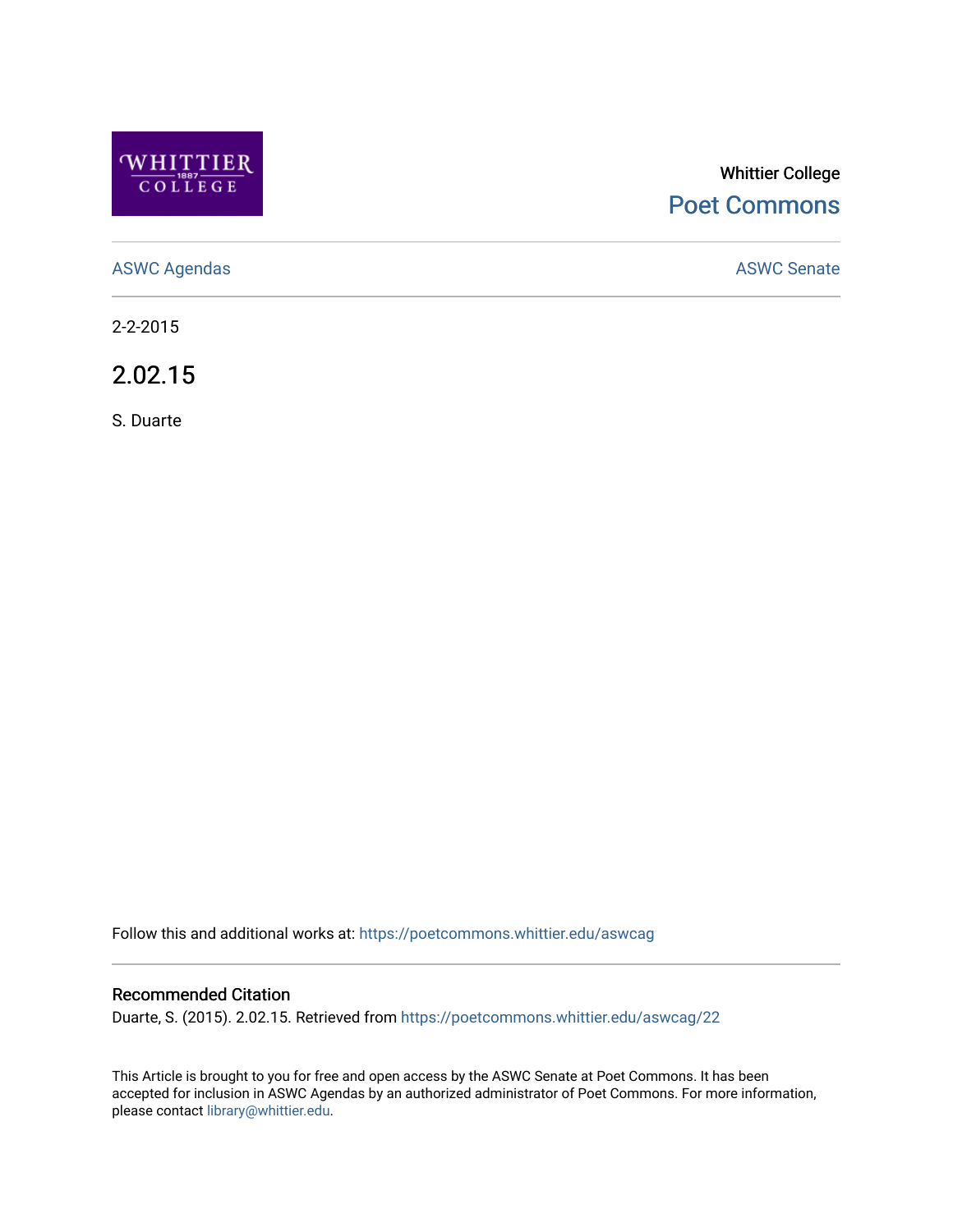Whittier College

Poet Commons

ASWC Agendas

ASWC Senate

2-2-2015

# 2.02.15

S. Duarte

Follow this and additional works at: https://poetcommons.whittier.edu/aswcag

## Recommended Citation

Duarte, S. (2015). 2.02.15. Retrieved from https://poetcommons.whittier.edu/aswcag/22

This Article is brought to you for free and open access by the ASWC Senate at Poet Commons. It has been accepted for inclusion in ASWC Agendas by an authorized administrator of Poet Commons. For more information, please contact library@whittier.edu.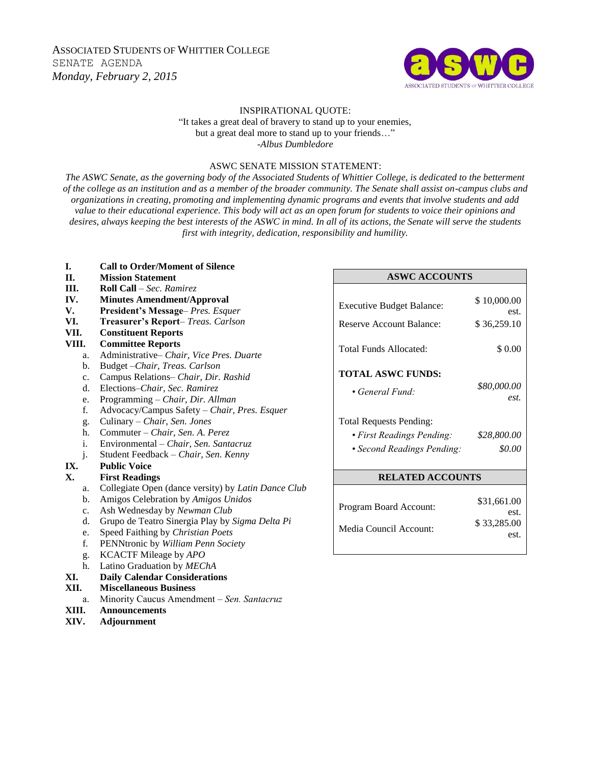ASSOCIATED STUDENTS OF WHITTIER COLLEGE
SENATE AGENDA
*Monday, February 2, 2015*

INSPIRATIONAL QUOTE:
"It takes a great deal of bravery to stand up to your enemies,
but a great deal more to stand up to your friends…"
*-Albus Dumbledore*

ASWC SENATE MISSION STATEMENT:
*The ASWC Senate, as the governing body of the Associated Students of Whittier College, is dedicated to the betterment of the college as an institution and as a member of the broader community. The Senate shall assist on-campus clubs and organizations in creating, promoting and implementing dynamic programs and events that involve students and add value to their educational experience. This body will act as an open forum for students to voice their opinions and desires, always keeping the best interests of the ASWC in mind. In all of its actions, the Senate will serve the students first with integrity, dedication, responsibility and humility.*

- **I. Call to Order/Moment of Silence**
- **II. Mission Statement**
- **III. Roll Call** – *Sec. Ramirez*
- **IV. Minutes Amendment/Approval**
- **V. President's Message**– *Pres. Esquer*
- **VI. Treasurer's Report**– *Treas. Carlson*
- **VII. Constituent Reports**
- **VIII. Committee Reports**
  - a. Administrative– *Chair, Vice Pres. Duarte*
  - b. Budget –*Chair, Treas. Carlson*
  - c. Campus Relations– *Chair, Dir. Rashid*
  - d. Elections–*Chair, Sec. Ramirez*
  - e. Programming – *Chair, Dir. Allman*
  - f. Advocacy/Campus Safety – *Chair, Pres. Esquer*
  - g. Culinary – *Chair, Sen. Jones*
  - h. Commuter – *Chair, Sen. A. Perez*
  - i. Environmental – *Chair, Sen. Santacruz*
  - j. Student Feedback – *Chair, Sen. Kenny*
- **IX. Public Voice**
- **X. First Readings**
  - a. Collegiate Open (dance versity) by *Latin Dance Club*
  - b. Amigos Celebration by *Amigos Unidos*
  - c. Ash Wednesday by *Newman Club*
  - d. Grupo de Teatro Sinergia Play by *Sigma Delta Pi*
  - e. Speed Faithing by *Christian Poets*
  - f. PENNtronic by *William Penn Society*
  - g. KCACTF Mileage by *APO*
  - h. Latino Graduation by *MEChA*
- **XI. Daily Calendar Considerations**
- **XII. Miscellaneous Business**
  - a. Minority Caucus Amendment – *Sen. Santacruz*
- **XIII. Announcements**
- **XIV. Adjournment**

| ASWC ACCOUNTS | |
|---|---|
| Executive Budget Balance: | $ 10,000.00 est. |
| Reserve Account Balance: | $ 36,259.10 |
| Total Funds Allocated: | $ 0.00 |
| **TOTAL ASWC FUNDS:** | |
| • *General Fund:* | *$80,000.00 est.* |
| Total Requests Pending: | |
| • *First Readings Pending:* | *$28,800.00* |
| • *Second Readings Pending:* | *$0.00* |
| **RELATED ACCOUNTS** | |
| Program Board Account: | $31,661.00 est. |
| Media Council Account: | $ 33,285.00 est. |